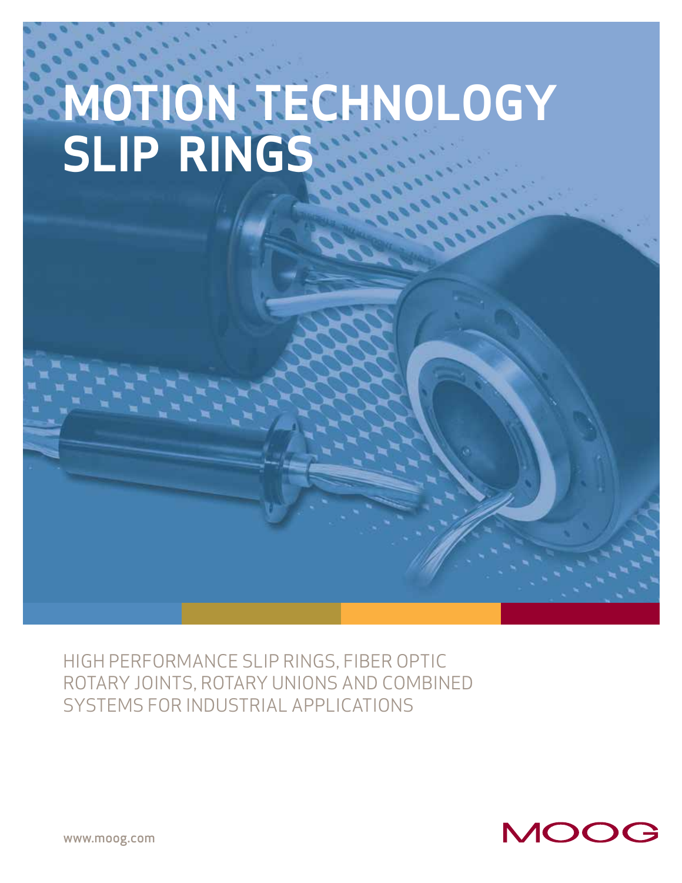# MOTION TECHNOLOGY SLIP RINGS

HIGH PERFORMANCE SLIP RINGS, FIBER OPTIC ROTARY JOINTS, ROTARY UNIONS AND COMBINED SYSTEMS FOR INDUSTRIAL APPLICATIONS

www.moog.com

MOOG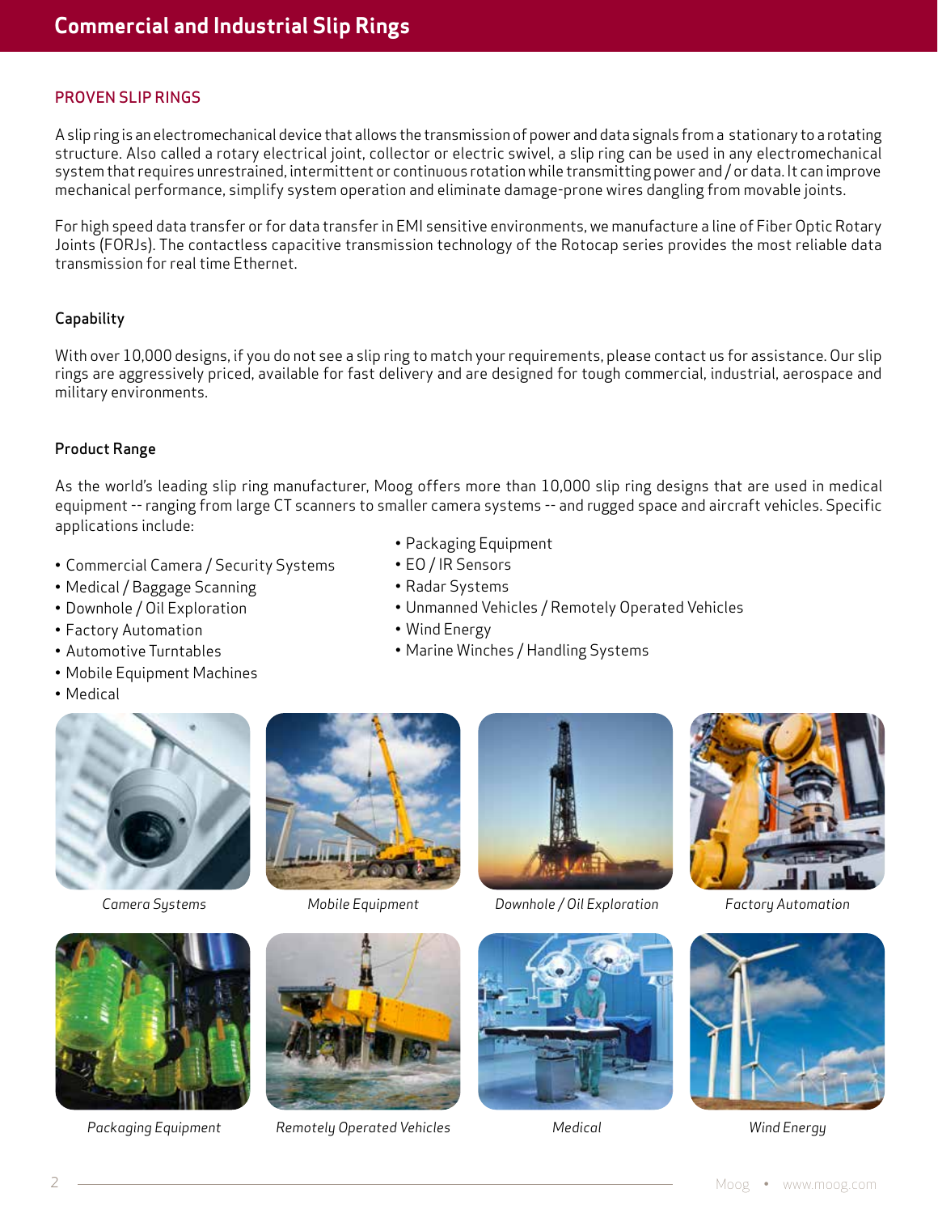# Commercial and Industrial Slip Rings

## PROVEN SLIP RINGS

A slip ring is an electromechanical device that allows the transmission of power and data signals from a stationary to a rotating structure. Also called a rotary electrical joint, collector or electric swivel, a slip ring can be used in any electromechanical system that requires unrestrained, intermittent or continuous rotation while transmitting power and / or data. It can improve mechanical performance, simplify system operation and eliminate damage-prone wires dangling from movable joints.

For high speed data transfer or for data transfer in EMI sensitive environments, we manufacture a line of Fiber Optic Rotary Joints (FORJs). The contactless capacitive transmission technology of the Rotocap series provides the most reliable data transmission for real time Ethernet.

### Capability

With over 10,000 designs, if you do not see a slip ring to match your requirements, please contact us for assistance. Our slip rings are aggressively priced, available for fast delivery and are designed for tough commercial, industrial, aerospace and military environments.

### Product Range

As the world's leading slip ring manufacturer, Moog offers more than 10,000 slip ring designs that are used in medical equipment -- ranging from large CT scanners to smaller camera systems -- and rugged space and aircraft vehicles. Specific applications include:

- Commercial Camera / Security Systems
- Medical / Baggage Scanning
- Downhole / Oil Exploration
- Factory Automation
- Automotive Turntables
- Mobile Equipment Machines
- Medical
- Packaging Equipment
- EO / IR Sensors
- Radar Systems
- Unmanned Vehicles / Remotely Operated Vehicles
- Wind Energy
- Marine Winches / Handling Systems

*Camera Systems*

*Mobile Equipment*

*Downhole / Oil Exploration*

*Factory Automation*

*Packaging Equipment*

*Remotely Operated Vehicles*

*Medical*

*Wind Energy*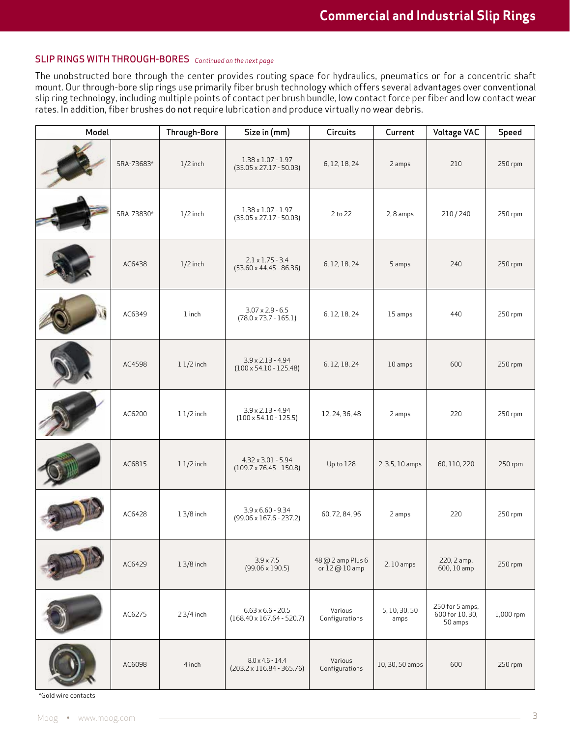## SLIP RINGS WITH THROUGH-BORES *Continued on the next page*

The unobstructed bore through the center provides routing space for hydraulics, pneumatics or for a concentric shaft mount. Our through-bore slip rings use primarily fiber brush technology which offers several advantages over conventional slip ring technology, including multiple points of contact per brush bundle, low contact force per fiber and low contact wear rates. In addition, fiber brushes do not require lubrication and produce virtually no wear debris.

| Model | | Through-Bore | Size in (mm) | Circuits | Current | Voltage VAC | Speed |
|---|---|---|---|---|---|---|---|
| | SRA-73683* | 1/2 inch | 1.38 x 1.07 - 1.97 (35.05 x 27.17 - 50.03) | 6, 12, 18, 24 | 2 amps | 210 | 250 rpm |
| | SRA-73830* | 1/2 inch | 1.38 x 1.07 - 1.97 (35.05 x 27.17 - 50.03) | 2 to 22 | 2, 8 amps | 210 / 240 | 250 rpm |
| | AC6438 | 1/2 inch | 2.1 x 1.75 - 3.4 (53.60 x 44.45 - 86.36) | 6, 12, 18, 24 | 5 amps | 240 | 250 rpm |
| | AC6349 | 1 inch | 3.07 x 2.9 - 6.5 (78.0 x 73.7 - 165.1) | 6, 12, 18, 24 | 15 amps | 440 | 250 rpm |
| | AC4598 | 1 1/2 inch | 3.9 x 2.13 - 4.94 (100 x 54.10 - 125.48) | 6, 12, 18, 24 | 10 amps | 600 | 250 rpm |
| | AC6200 | 1 1/2 inch | 3.9 x 2.13 - 4.94 (100 x 54.10 - 125.5) | 12, 24, 36, 48 | 2 amps | 220 | 250 rpm |
| | AC6815 | 1 1/2 inch | 4.32 x 3.01 - 5.94 (109.7 x 76.45 - 150.8) | Up to 128 | 2, 3.5, 10 amps | 60, 110, 220 | 250 rpm |
| | AC6428 | 1 3/8 inch | 3.9 x 6.60 - 9.34 (99.06 x 167.6 - 237.2) | 60, 72, 84, 96 | 2 amps | 220 | 250 rpm |
| | AC6429 | 1 3/8 inch | 3.9 x 7.5 (99.06 x 190.5) | 48 @ 2 amp Plus 6 or 12 @ 10 amp | 2, 10 amps | 220, 2 amp, 600, 10 amp | 250 rpm |
| | AC6275 | 2 3/4 inch | 6.63 x 6.6 - 20.5 (168.40 x 167.64 - 520.7) | Various Configurations | 5, 10, 30, 50 amps | 250 for 5 amps, 600 for 10, 30, 50 amps | 1,000 rpm |
| | AC6098 | 4 inch | 8.0 x 4.6 - 14.4 (203.2 x 116.84 - 365.76) | Various Configurations | 10, 30, 50 amps | 600 | 250 rpm |

*Gold wire contacts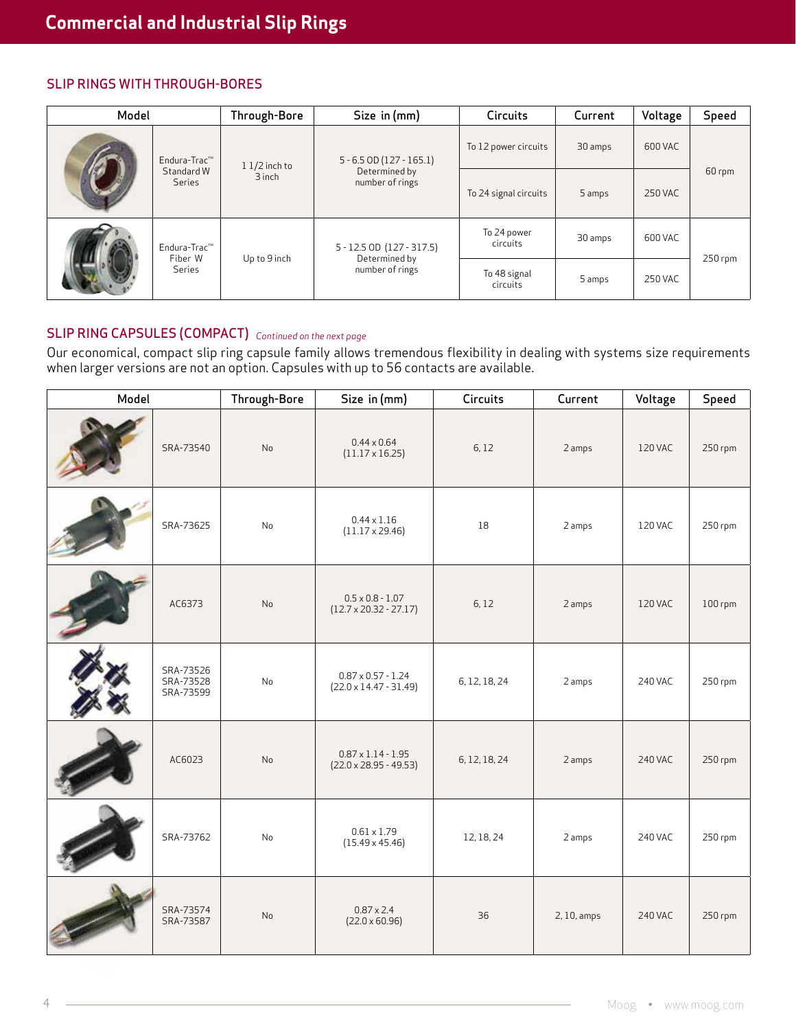# Commercial and Industrial Slip Rings

## SLIP RINGS WITH THROUGH-BORES

| Model | | Through-Bore | Size in (mm) | Circuits | Current | Voltage | Speed |
|---|---|---|---|---|---|---|---|
| | Endura-Trac™ Standard W Series | 1 1/2 inch to 3 inch | 5 - 6.5 OD (127 - 165.1) Determined by number of rings | To 12 power circuits | 30 amps | 600 VAC | 60 rpm |
| | | | | To 24 signal circuits | 5 amps | 250 VAC | |
| | Endura-Trac™ Fiber W Series | Up to 9 inch | 5 - 12.5 OD (127 - 317.5) Determined by number of rings | To 24 power circuits | 30 amps | 600 VAC | 250 rpm |
| | | | | To 48 signal circuits | 5 amps | 250 VAC | |

## SLIP RING CAPSULES (COMPACT) *Continued on the next page*

Our economical, compact slip ring capsule family allows tremendous flexibility in dealing with systems size requirements when larger versions are not an option. Capsules with up to 56 contacts are available.

| Model | | Through-Bore | Size in (mm) | Circuits | Current | Voltage | Speed |
|---|---|---|---|---|---|---|---|
| | SRA-73540 | No | 0.44 x 0.64 (11.17 x 16.25) | 6, 12 | 2 amps | 120 VAC | 250 rpm |
| | SRA-73625 | No | 0.44 x 1.16 (11.17 x 29.46) | 18 | 2 amps | 120 VAC | 250 rpm |
| | AC6373 | No | 0.5 x 0.8 - 1.07 (12.7 x 20.32 - 27.17) | 6, 12 | 2 amps | 120 VAC | 100 rpm |
| | SRA-73526 SRA-73528 SRA-73599 | No | 0.87 x 0.57 - 1.24 (22.0 x 14.47 - 31.49) | 6, 12, 18, 24 | 2 amps | 240 VAC | 250 rpm |
| | AC6023 | No | 0.87 x 1.14 - 1.95 (22.0 x 28.95 - 49.53) | 6, 12, 18, 24 | 2 amps | 240 VAC | 250 rpm |
| | SRA-73762 | No | 0.61 x 1.79 (15.49 x 45.46) | 12, 18, 24 | 2 amps | 240 VAC | 250 rpm |
| | SRA-73574 SRA-73587 | No | 0.87 x 2.4 (22.0 x 60.96) | 36 | 2, 10, amps | 240 VAC | 250 rpm |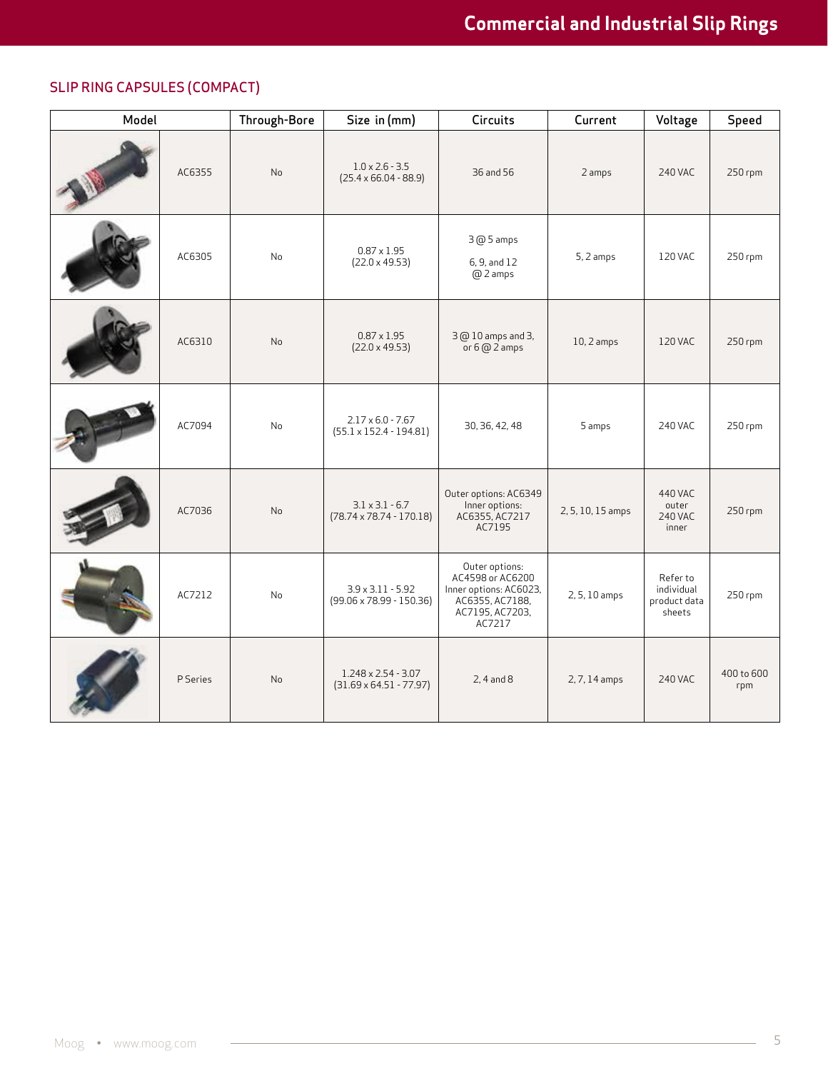## SLIP RING CAPSULES (COMPACT)

| Model | | Through-Bore | Size in (mm) | Circuits | Current | Voltage | Speed |
|---|---|---|---|---|---|---|---|
| | AC6355 | No | 1.0 x 2.6 - 3.5 (25.4 x 66.04 - 88.9) | 36 and 56 | 2 amps | 240 VAC | 250 rpm |
| | AC6305 | No | 0.87 x 1.95 (22.0 x 49.53) | 3 @ 5 amps 6, 9, and 12 @ 2 amps | 5, 2 amps | 120 VAC | 250 rpm |
| | AC6310 | No | 0.87 x 1.95 (22.0 x 49.53) | 3 @ 10 amps and 3, or 6 @ 2 amps | 10, 2 amps | 120 VAC | 250 rpm |
| | AC7094 | No | 2.17 x 6.0 - 7.67 (55.1 x 152.4 - 194.81) | 30, 36, 42, 48 | 5 amps | 240 VAC | 250 rpm |
| | AC7036 | No | 3.1 x 3.1 - 6.7 (78.74 x 78.74 - 170.18) | Outer options: AC6349 Inner options: AC6355, AC7217 AC7195 | 2, 5, 10, 15 amps | 440 VAC outer 240 VAC inner | 250 rpm |
| | AC7212 | No | 3.9 x 3.11 - 5.92 (99.06 x 78.99 - 150.36) | Outer options: AC4598 or AC6200 Inner options: AC6023, AC6355, AC7188, AC7195, AC7203, AC7217 | 2, 5, 10 amps | Refer to individual product data sheets | 250 rpm |
| | P Series | No | 1.248 x 2.54 - 3.07 (31.69 x 64.51 - 77.97) | 2, 4 and 8 | 2, 7, 14 amps | 240 VAC | 400 to 600 rpm |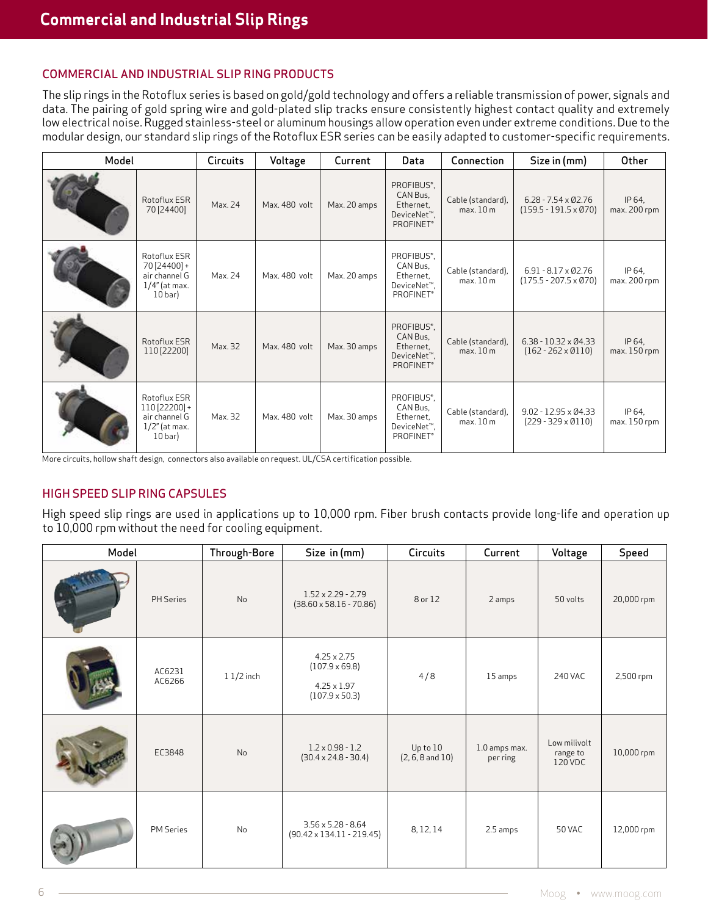# Commercial and Industrial Slip Rings

## COMMERCIAL AND INDUSTRIAL SLIP RING PRODUCTS

The slip rings in the Rotoflux series is based on gold/gold technology and offers a reliable transmission of power, signals and data. The pairing of gold spring wire and gold-plated slip tracks ensure consistently highest contact quality and extremely low electrical noise. Rugged stainless-steel or aluminum housings allow operation even under extreme conditions. Due to the modular design, our standard slip rings of the Rotoflux ESR series can be easily adapted to customer-specific requirements.

| Model | | Circuits | Voltage | Current | Data | Connection | Size in (mm) | Other |
|---|---|---|---|---|---|---|---|---|
| | Rotoflux ESR 70 [24400] | Max. 24 | Max. 480 volt | Max. 20 amps | PROFIBUS®, CAN Bus, Ethernet, DeviceNet™, PROFINET® | Cable (standard), max. 10 m | 6.28 - 7.54 x Ø2.76 (159.5 - 191.5 x Ø70) | IP 64, max. 200 rpm |
| | Rotoflux ESR 70 [24400] + air channel G 1/4" (at max. 10 bar) | Max. 24 | Max. 480 volt | Max. 20 amps | PROFIBUS®, CAN Bus, Ethernet, DeviceNet™, PROFINET® | Cable (standard), max. 10 m | 6.91 - 8.17 x Ø2.76 (175.5 - 207.5 x Ø70) | IP 64, max. 200 rpm |
| | Rotoflux ESR 110 [22200] | Max. 32 | Max. 480 volt | Max. 30 amps | PROFIBUS®, CAN Bus, Ethernet, DeviceNet™, PROFINET® | Cable (standard), max. 10 m | 6.38 - 10.32 x Ø4.33 (162 - 262 x Ø110) | IP 64, max. 150 rpm |
| | Rotoflux ESR 110 [22200] + air channel G 1/2" (at max. 10 bar) | Max. 32 | Max. 480 volt | Max. 30 amps | PROFIBUS®, CAN Bus, Ethernet, DeviceNet™, PROFINET® | Cable (standard), max. 10 m | 9.02 - 12.95 x Ø4.33 (229 - 329 x Ø110) | IP 64, max. 150 rpm |

More circuits, hollow shaft design, connectors also available on request. UL/CSA certification possible.

## HIGH SPEED SLIP RING CAPSULES

High speed slip rings are used in applications up to 10,000 rpm. Fiber brush contacts provide long-life and operation up to 10,000 rpm without the need for cooling equipment.

| Model | | Through-Bore | Size in (mm) | Circuits | Current | Voltage | Speed |
|---|---|---|---|---|---|---|---|
| | PH Series | No | 1.52 x 2.29 - 2.79 (38.60 x 58.16 - 70.86) | 8 or 12 | 2 amps | 50 volts | 20,000 rpm |
| | AC6231 AC6266 | 1 1/2 inch | 4.25 x 2.75 (107.9 x 69.8) 4.25 x 1.97 (107.9 x 50.3) | 4 / 8 | 15 amps | 240 VAC | 2,500 rpm |
| | EC3848 | No | 1.2 x 0.98 - 1.2 (30.4 x 24.8 - 30.4) | Up to 10 (2, 6, 8 and 10) | 1.0 amps max. per ring | Low milivolt range to 120 VDC | 10,000 rpm |
| | PM Series | No | 3.56 x 5.28 - 8.64 (90.42 x 134.11 - 219.45) | 8, 12, 14 | 2.5 amps | 50 VAC | 12,000 rpm |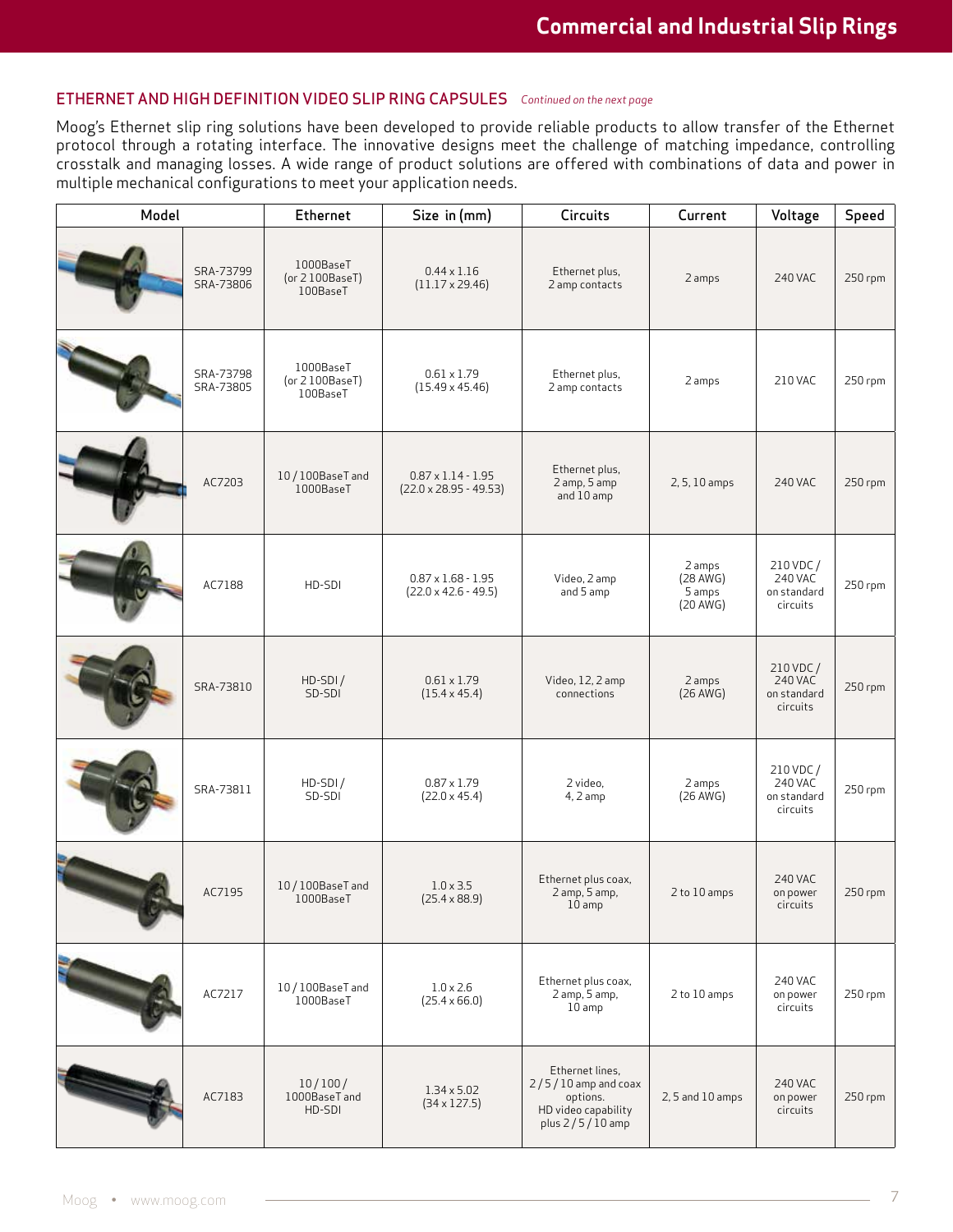## ETHERNET AND HIGH DEFINITION VIDEO SLIP RING CAPSULES *Continued on the next page*

Moog's Ethernet slip ring solutions have been developed to provide reliable products to allow transfer of the Ethernet protocol through a rotating interface. The innovative designs meet the challenge of matching impedance, controlling crosstalk and managing losses. A wide range of product solutions are offered with combinations of data and power in multiple mechanical configurations to meet your application needs.

| Model | | Ethernet | Size in (mm) | Circuits | Current | Voltage | Speed |
|---|---|---|---|---|---|---|---|
| | SRA-73799<br>SRA-73806 | 1000BaseT<br>(or 2 100BaseT)<br>100BaseT | 0.44 x 1.16<br>(11.17 x 29.46) | Ethernet plus,<br>2 amp contacts | 2 amps | 240 VAC | 250 rpm |
| | SRA-73798<br>SRA-73805 | 1000BaseT<br>(or 2 100BaseT)<br>100BaseT | 0.61 x 1.79<br>(15.49 x 45.46) | Ethernet plus,<br>2 amp contacts | 2 amps | 210 VAC | 250 rpm |
| | AC7203 | 10 / 100BaseT and<br>1000BaseT | 0.87 x 1.14 - 1.95<br>(22.0 x 28.95 - 49.53) | Ethernet plus,<br>2 amp, 5 amp<br>and 10 amp | 2, 5, 10 amps | 240 VAC | 250 rpm |
| | AC7188 | HD-SDI | 0.87 x 1.68 - 1.95<br>(22.0 x 42.6 - 49.5) | Video, 2 amp<br>and 5 amp | 2 amps<br>(28 AWG)<br>5 amps<br>(20 AWG) | 210 VDC /<br>240 VAC<br>on standard<br>circuits | 250 rpm |
| | SRA-73810 | HD-SDI /<br>SD-SDI | 0.61 x 1.79<br>(15.4 x 45.4) | Video, 12, 2 amp<br>connections | 2 amps<br>(26 AWG) | 210 VDC /<br>240 VAC<br>on standard<br>circuits | 250 rpm |
| | SRA-73811 | HD-SDI /<br>SD-SDI | 0.87 x 1.79<br>(22.0 x 45.4) | 2 video,<br>4, 2 amp | 2 amps<br>(26 AWG) | 210 VDC /<br>240 VAC<br>on standard<br>circuits | 250 rpm |
| | AC7195 | 10 / 100BaseT and<br>1000BaseT | 1.0 x 3.5<br>(25.4 x 88.9) | Ethernet plus coax,<br>2 amp, 5 amp,<br>10 amp | 2 to 10 amps | 240 VAC<br>on power<br>circuits | 250 rpm |
| | AC7217 | 10 / 100BaseT and<br>1000BaseT | 1.0 x 2.6<br>(25.4 x 66.0) | Ethernet plus coax,<br>2 amp, 5 amp,<br>10 amp | 2 to 10 amps | 240 VAC<br>on power<br>circuits | 250 rpm |
| | AC7183 | 10 / 100 /<br>1000BaseT and<br>HD-SDI | 1.34 x 5.02<br>(34 x 127.5) | Ethernet lines,<br>2 / 5 / 10 amp and coax<br>options.<br>HD video capability<br>plus 2 / 5 / 10 amp | 2, 5 and 10 amps | 240 VAC<br>on power<br>circuits | 250 rpm |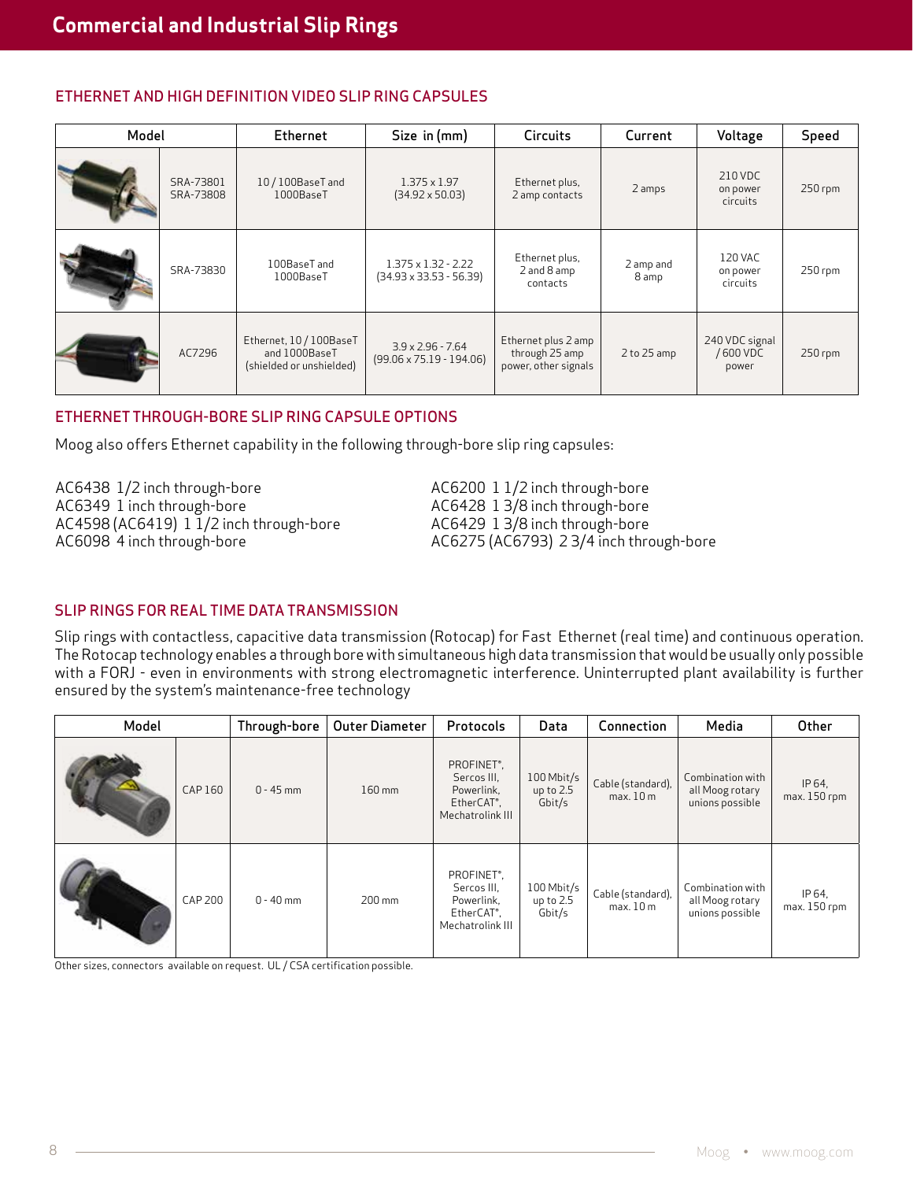# Commercial and Industrial Slip Rings

## ETHERNET AND HIGH DEFINITION VIDEO SLIP RING CAPSULES

| Model | | Ethernet | Size in (mm) | Circuits | Current | Voltage | Speed |
|---|---|---|---|---|---|---|---|
| | SRA-73801 SRA-73808 | 10 / 100BaseT and 1000BaseT | 1.375 x 1.97 (34.92 x 50.03) | Ethernet plus, 2 amp contacts | 2 amps | 210 VDC on power circuits | 250 rpm |
| | SRA-73830 | 100BaseT and 1000BaseT | 1.375 x 1.32 - 2.22 (34.93 x 33.53 - 56.39) | Ethernet plus, 2 and 8 amp contacts | 2 amp and 8 amp | 120 VAC on power circuits | 250 rpm |
| | AC7296 | Ethernet, 10 / 100BaseT and 1000BaseT (shielded or unshielded) | 3.9 x 2.96 - 7.64 (99.06 x 75.19 - 194.06) | Ethernet plus 2 amp through 25 amp power, other signals | 2 to 25 amp | 240 VDC signal / 600 VDC power | 250 rpm |

## ETHERNET THROUGH-BORE SLIP RING CAPSULE OPTIONS

Moog also offers Ethernet capability in the following through-bore slip ring capsules:

AC6438 1/2 inch through-bore
AC6349 1 inch through-bore
AC4598 (AC6419) 1 1/2 inch through-bore
AC6098 4 inch through-bore

AC6200 1 1/2 inch through-bore
AC6428 1 3/8 inch through-bore
AC6429 1 3/8 inch through-bore
AC6275 (AC6793) 2 3/4 inch through-bore

## SLIP RINGS FOR REAL TIME DATA TRANSMISSION

Slip rings with contactless, capacitive data transmission (Rotocap) for Fast Ethernet (real time) and continuous operation. The Rotocap technology enables a through bore with simultaneous high data transmission that would be usually only possible with a FORJ - even in environments with strong electromagnetic interference. Uninterrupted plant availability is further ensured by the system's maintenance-free technology

| Model | | Through-bore | Outer Diameter | Protocols | Data | Connection | Media | Other |
|---|---|---|---|---|---|---|---|---|
| | CAP 160 | 0 - 45 mm | 160 mm | PROFINET*, Sercos III, Powerlink, EtherCAT*, Mechatrolink III | 100 Mbit/s up to 2.5 Gbit/s | Cable (standard), max. 10 m | Combination with all Moog rotary unions possible | IP 64, max. 150 rpm |
| | CAP 200 | 0 - 40 mm | 200 mm | PROFINET*, Sercos III, Powerlink, EtherCAT*, Mechatrolink III | 100 Mbit/s up to 2.5 Gbit/s | Cable (standard), max. 10 m | Combination with all Moog rotary unions possible | IP 64, max. 150 rpm |

Other sizes, connectors available on request. UL / CSA certification possible.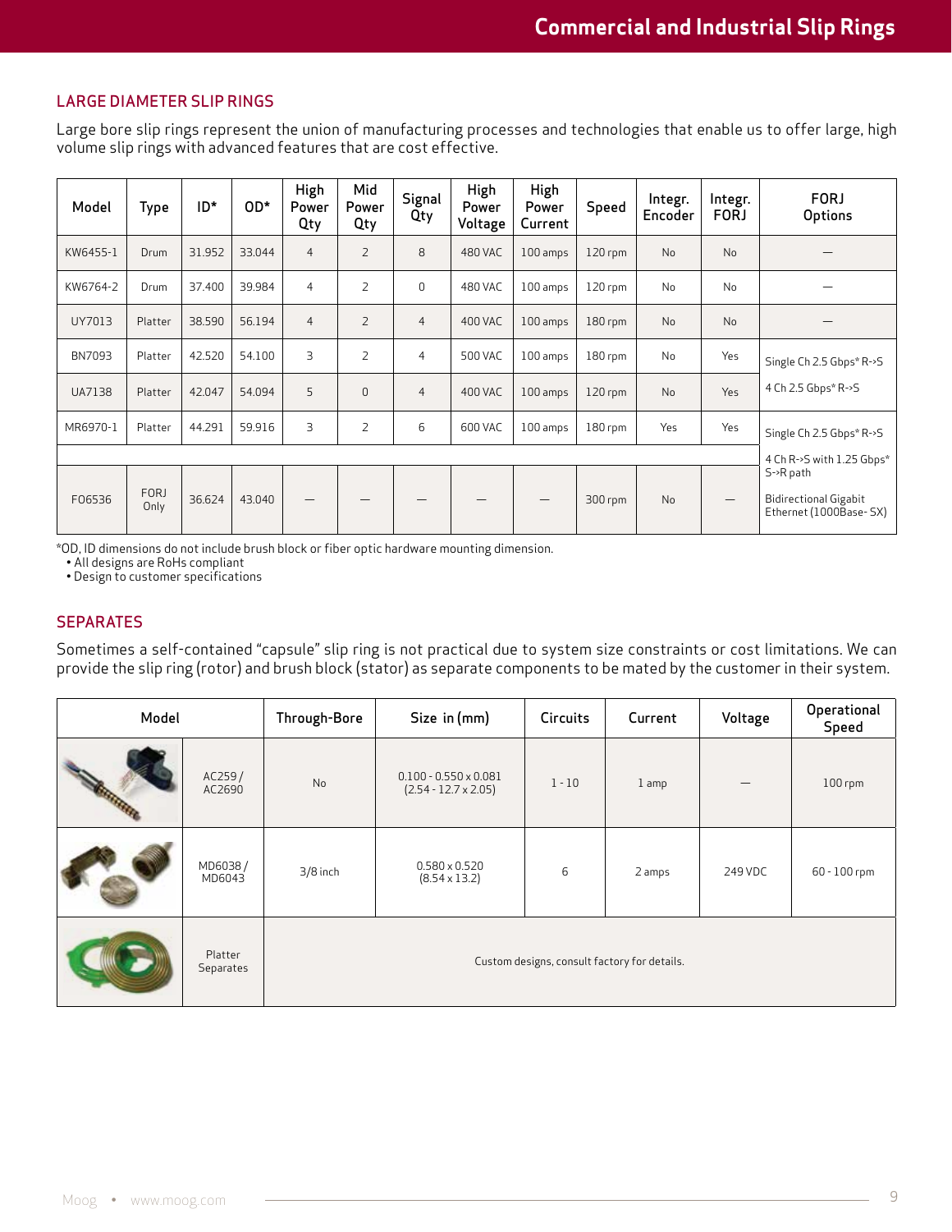## LARGE DIAMETER SLIP RINGS

Large bore slip rings represent the union of manufacturing processes and technologies that enable us to offer large, high volume slip rings with advanced features that are cost effective.

| Model | Type | ID* | OD* | High Power Qty | Mid Power Qty | Signal Qty | High Power Voltage | High Power Current | Speed | Integr. Encoder | Integr. FORJ | FORJ Options |
|---|---|---|---|---|---|---|---|---|---|---|---|---|
| KW6455-1 | Drum | 31.952 | 33.044 | 4 | 2 | 8 | 480 VAC | 100 amps | 120 rpm | No | No | — |
| KW6764-2 | Drum | 37.400 | 39.984 | 4 | 2 | 0 | 480 VAC | 100 amps | 120 rpm | No | No | — |
| UY7013 | Platter | 38.590 | 56.194 | 4 | 2 | 4 | 400 VAC | 100 amps | 180 rpm | No | No | — |
| BN7093 | Platter | 42.520 | 54.100 | 3 | 2 | 4 | 500 VAC | 100 amps | 180 rpm | No | Yes | Single Ch 2.5 Gbps* R->S |
| UA7138 | Platter | 42.047 | 54.094 | 5 | 0 | 4 | 400 VAC | 100 amps | 120 rpm | No | Yes | 4 Ch 2.5 Gbps* R->S |
| MR6970-1 | Platter | 44.291 | 59.916 | 3 | 2 | 6 | 600 VAC | 100 amps | 180 rpm | Yes | Yes | Single Ch 2.5 Gbps* R->S<br>4 Ch R->S with 1.25 Gbps* S->R path |
| F06536 | FORJ Only | 36.624 | 43.040 | — | — | — | — | — | 300 rpm | No | — | Bidirectional Gigabit Ethernet (1000Base- SX) |

*OD, ID dimensions do not include brush block or fiber optic hardware mounting dimension.
- All designs are RoHs compliant
- Design to customer specifications

## SEPARATES

Sometimes a self-contained "capsule" slip ring is not practical due to system size constraints or cost limitations. We can provide the slip ring (rotor) and brush block (stator) as separate components to be mated by the customer in their system.

| Model | | Through-Bore | Size in (mm) | Circuits | Current | Voltage | Operational Speed |
|---|---|---|---|---|---|---|---|
| | AC259 / AC2690 | No | 0.100 - 0.550 x 0.081 (2.54 - 12.7 x 2.05) | 1 - 10 | 1 amp | — | 100 rpm |
| | MD6038 / MD6043 | 3/8 inch | 0.580 x 0.520 (8.54 x 13.2) | 6 | 2 amps | 249 VDC | 60 - 100 rpm |
| | Platter Separates | Custom designs, consult factory for details. | | | | | |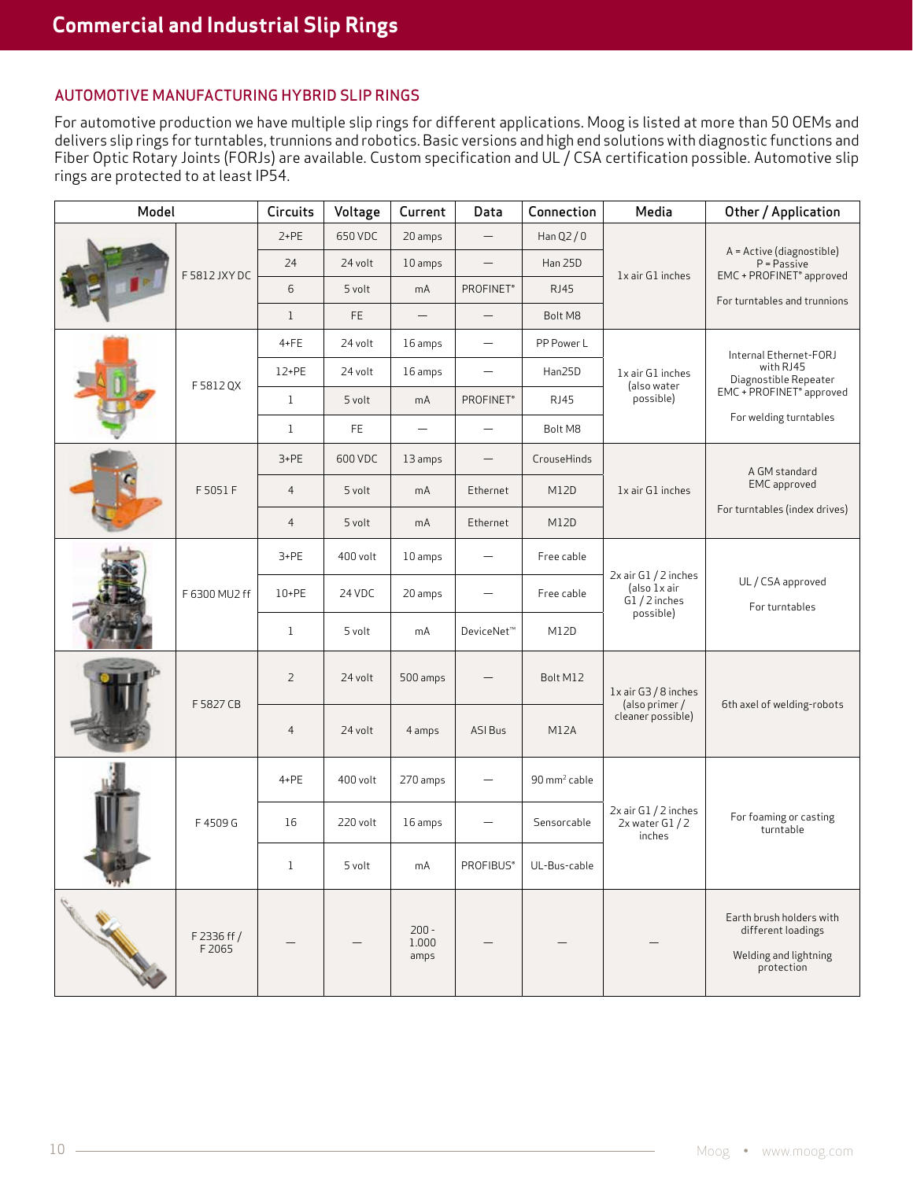# Commercial and Industrial Slip Rings

## AUTOMOTIVE MANUFACTURING HYBRID SLIP RINGS

For automotive production we have multiple slip rings for different applications. Moog is listed at more than 50 OEMs and delivers slip rings for turntables, trunnions and robotics. Basic versions and high end solutions with diagnostic functions and Fiber Optic Rotary Joints (FORJs) are available. Custom specification and UL / CSA certification possible. Automotive slip rings are protected to at least IP54.

| Model | | Circuits | Voltage | Current | Data | Connection | Media | Other / Application |
|---|---|---|---|---|---|---|---|---|
| | F 5812 JXY DC | 2+PE | 650 VDC | 20 amps | — | Han Q2 / 0 | 1x air G1 inches | A = Active (diagnostible)<br>P = Passive<br>EMC + PROFINET® approved<br><br>For turntables and trunnions |
| | | 24 | 24 volt | 10 amps | — | Han 25D | | |
| | | 6 | 5 volt | mA | PROFINET® | RJ45 | | |
| | | 1 | FE | — | — | Bolt M8 | | |
| | F 5812 QX | 4+FE | 24 volt | 16 amps | — | PP Power L | 1x air G1 inches (also water possible) | Internal Ethernet-FORJ with RJ45<br>Diagnostible Repeater<br>EMC + PROFINET® approved<br><br>For welding turntables |
| | | 12+PE | 24 volt | 16 amps | — | Han25D | | |
| | | 1 | 5 volt | mA | PROFINET® | RJ45 | | |
| | | 1 | FE | — | — | Bolt M8 | | |
| | F 5051 F | 3+PE | 600 VDC | 13 amps | — | CrouseHinds | 1x air G1 inches | A GM standard<br>EMC approved<br><br>For turntables (index drives) |
| | | 4 | 5 volt | mA | Ethernet | M12D | | |
| | | 4 | 5 volt | mA | Ethernet | M12D | | |
| | F 6300 MU2 ff | 3+PE | 400 volt | 10 amps | — | Free cable | 2x air G1 / 2 inches (also 1x air G1 / 2 inches possible) | UL / CSA approved<br><br>For turntables |
| | | 10+PE | 24 VDC | 20 amps | — | Free cable | | |
| | | 1 | 5 volt | mA | DeviceNet™ | M12D | | |
| | F 5827 CB | 2 | 24 volt | 500 amps | — | Bolt M12 | 1x air G3 / 8 inches (also primer / cleaner possible) | 6th axel of welding-robots |
| | | 4 | 24 volt | 4 amps | ASI Bus | M12A | | |
| | F 4509 G | 4+PE | 400 volt | 270 amps | — | 90 mm² cable | 2x air G1 / 2 inches<br>2x water G1 / 2 inches | For foaming or casting turntable |
| | | 16 | 220 volt | 16 amps | — | Sensorcable | | |
| | | 1 | 5 volt | mA | PROFIBUS® | UL-Bus-cable | | |
| | F 2336 ff / F 2065 | — | — | 200 - 1.000 amps | — | — | — | Earth brush holders with different loadings<br><br>Welding and lightning protection |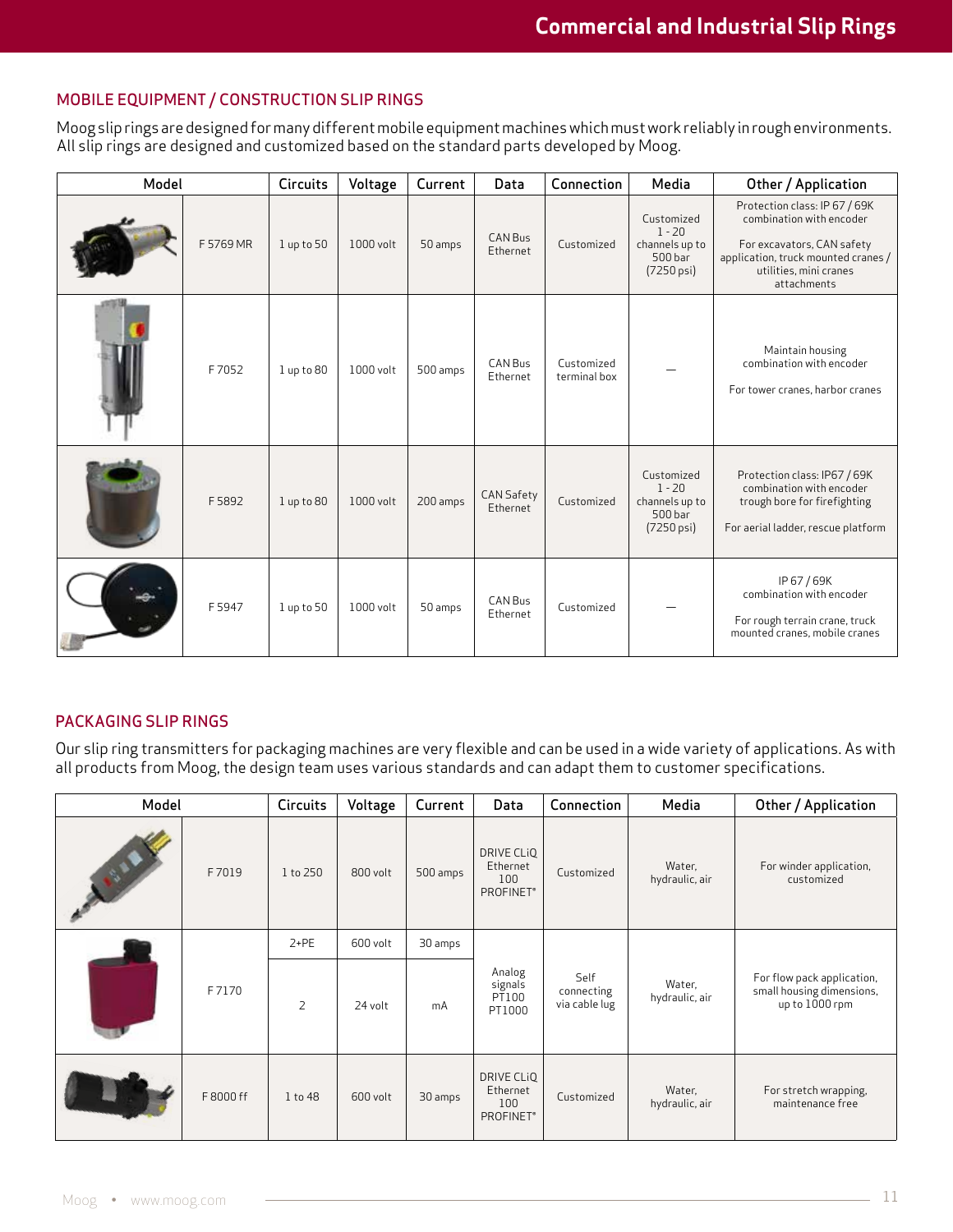## MOBILE EQUIPMENT / CONSTRUCTION SLIP RINGS

Moog slip rings are designed for many different mobile equipment machines which must work reliably in rough environments. All slip rings are designed and customized based on the standard parts developed by Moog.

| Model | | Circuits | Voltage | Current | Data | Connection | Media | Other / Application |
|---|---|---|---|---|---|---|---|---|
| | F 5769 MR | 1 up to 50 | 1000 volt | 50 amps | CAN Bus Ethernet | Customized | Customized 1 - 20 channels up to 500 bar (7250 psi) | Protection class: IP 67 / 69K combination with encoder<br><br>For excavators, CAN safety application, truck mounted cranes / utilities, mini cranes attachments |
| | F 7052 | 1 up to 80 | 1000 volt | 500 amps | CAN Bus Ethernet | Customized terminal box | — | Maintain housing combination with encoder<br><br>For tower cranes, harbor cranes |
| | F 5892 | 1 up to 80 | 1000 volt | 200 amps | CAN Safety Ethernet | Customized | Customized 1 - 20 channels up to 500 bar (7250 psi) | Protection class: IP67 / 69K combination with encoder trough bore for firefighting<br><br>For aerial ladder, rescue platform |
| | F 5947 | 1 up to 50 | 1000 volt | 50 amps | CAN Bus Ethernet | Customized | — | IP 67 / 69K combination with encoder<br><br>For rough terrain crane, truck mounted cranes, mobile cranes |

## PACKAGING SLIP RINGS

Our slip ring transmitters for packaging machines are very flexible and can be used in a wide variety of applications. As with all products from Moog, the design team uses various standards and can adapt them to customer specifications.

| Model | | Circuits | Voltage | Current | Data | Connection | Media | Other / Application |
|---|---|---|---|---|---|---|---|---|
| | F 7019 | 1 to 250 | 800 volt | 500 amps | DRIVE CLiQ Ethernet 100 PROFINET® | Customized | Water, hydraulic, air | For winder application, customized |
| | F 7170 | 2+PE | 600 volt | 30 amps | Analog signals PT100 PT1000 | Self connecting via cable lug | Water, hydraulic, air | For flow pack application, small housing dimensions, up to 1000 rpm |
| | | 2 | 24 volt | mA | | | | |
| | F 8000 ff | 1 to 48 | 600 volt | 30 amps | DRIVE CLiQ Ethernet 100 PROFINET® | Customized | Water, hydraulic, air | For stretch wrapping, maintenance free |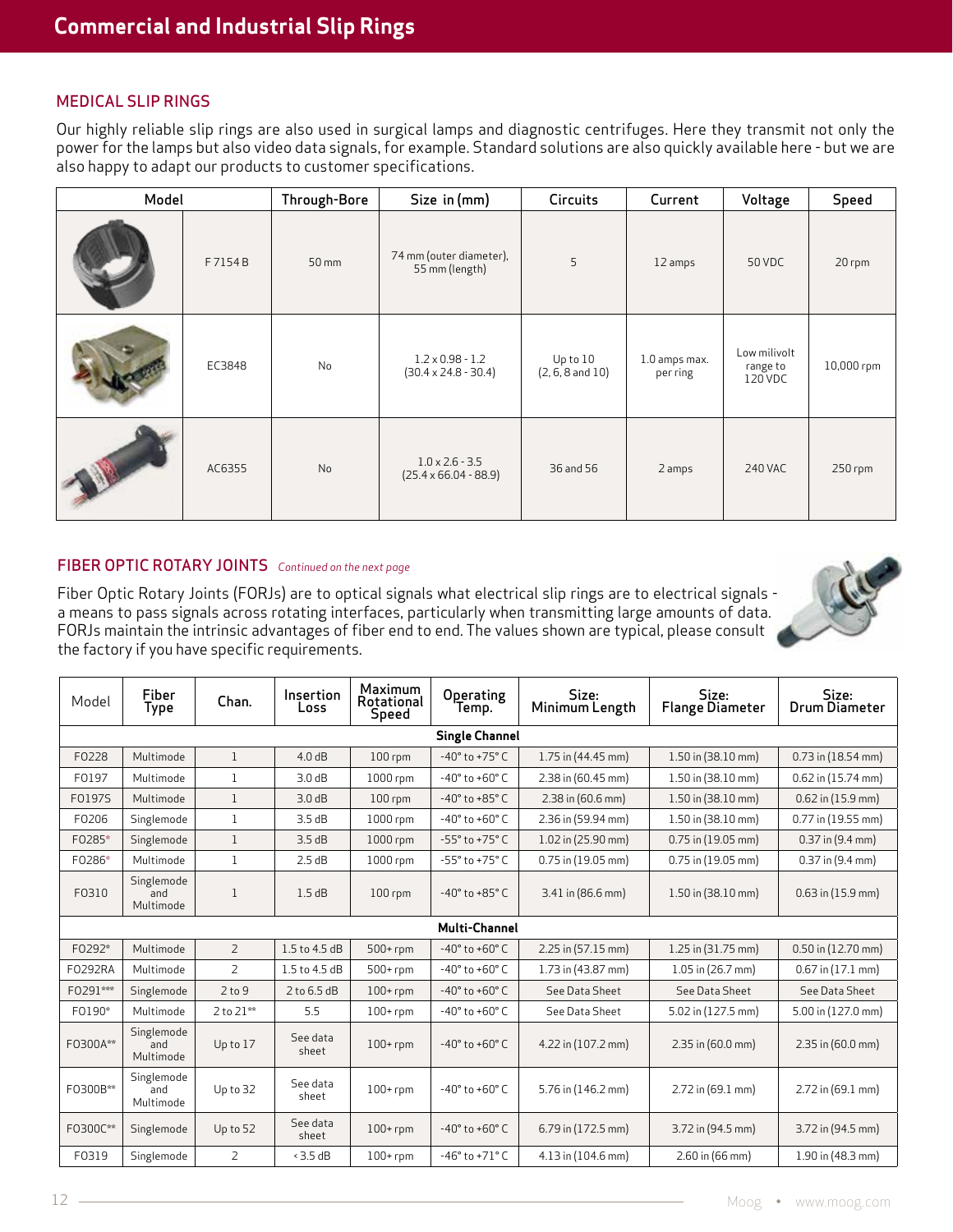# Commercial and Industrial Slip Rings

## MEDICAL SLIP RINGS

Our highly reliable slip rings are also used in surgical lamps and diagnostic centrifuges. Here they transmit not only the power for the lamps but also video data signals, for example. Standard solutions are also quickly available here - but we are also happy to adapt our products to customer specifications.

| Model | | Through-Bore | Size in (mm) | Circuits | Current | Voltage | Speed |
|---|---|---|---|---|---|---|---|
| | F 7154 B | 50 mm | 74 mm (outer diameter), 55 mm (length) | 5 | 12 amps | 50 VDC | 20 rpm |
| | EC3848 | No | 1.2 x 0.98 - 1.2 (30.4 x 24.8 - 30.4) | Up to 10 (2, 6, 8 and 10) | 1.0 amps max. per ring | Low milivolt range to 120 VDC | 10,000 rpm |
| | AC6355 | No | 1.0 x 2.6 - 3.5 (25.4 x 66.04 - 88.9) | 36 and 56 | 2 amps | 240 VAC | 250 rpm |

## FIBER OPTIC ROTARY JOINTS *Continued on the next page*

Fiber Optic Rotary Joints (FORJs) are to optical signals what electrical slip rings are to electrical signals - a means to pass signals across rotating interfaces, particularly when transmitting large amounts of data. FORJs maintain the intrinsic advantages of fiber end to end. The values shown are typical, please consult the factory if you have specific requirements.

| Model | Fiber Type | Chan. | Insertion Loss | Maximum Rotational Speed | Operating Temp. | Size: Minimum Length | Size: Flange Diameter | Size: Drum Diameter |
|---|---|---|---|---|---|---|---|---|
| **Single Channel** | | | | | | | | |
| F0228 | Multimode | 1 | 4.0 dB | 100 rpm | -40° to +75° C | 1.75 in (44.45 mm) | 1.50 in (38.10 mm) | 0.73 in (18.54 mm) |
| F0197 | Multimode | 1 | 3.0 dB | 1000 rpm | -40° to +60° C | 2.38 in (60.45 mm) | 1.50 in (38.10 mm) | 0.62 in (15.74 mm) |
| F0197S | Multimode | 1 | 3.0 dB | 100 rpm | -40° to +85° C | 2.38 in (60.6 mm) | 1.50 in (38.10 mm) | 0.62 in (15.9 mm) |
| F0206 | Singlemode | 1 | 3.5 dB | 1000 rpm | -40° to +60° C | 2.36 in (59.94 mm) | 1.50 in (38.10 mm) | 0.77 in (19.55 mm) |
| F0285* | Singlemode | 1 | 3.5 dB | 1000 rpm | -55° to +75° C | 1.02 in (25.90 mm) | 0.75 in (19.05 mm) | 0.37 in (9.4 mm) |
| F0286* | Multimode | 1 | 2.5 dB | 1000 rpm | -55° to +75° C | 0.75 in (19.05 mm) | 0.75 in (19.05 mm) | 0.37 in (9.4 mm) |
| F0310 | Singlemode and Multimode | 1 | 1.5 dB | 100 rpm | -40° to +85° C | 3.41 in (86.6 mm) | 1.50 in (38.10 mm) | 0.63 in (15.9 mm) |
| **Multi-Channel** | | | | | | | | |
| F0292* | Multimode | 2 | 1.5 to 4.5 dB | 500+ rpm | -40° to +60° C | 2.25 in (57.15 mm) | 1.25 in (31.75 mm) | 0.50 in (12.70 mm) |
| F0292RA | Multimode | 2 | 1.5 to 4.5 dB | 500+ rpm | -40° to +60° C | 1.73 in (43.87 mm) | 1.05 in (26.7 mm) | 0.67 in (17.1 mm) |
| F0291*** | Singlemode | 2 to 9 | 2 to 6.5 dB | 100+ rpm | -40° to +60° C | See Data Sheet | See Data Sheet | See Data Sheet |
| F0190* | Multimode | 2 to 21** | 5.5 | 100+ rpm | -40° to +60° C | See Data Sheet | 5.02 in (127.5 mm) | 5.00 in (127.0 mm) |
| F0300A** | Singlemode and Multimode | Up to 17 | See data sheet | 100+ rpm | -40° to +60° C | 4.22 in (107.2 mm) | 2.35 in (60.0 mm) | 2.35 in (60.0 mm) |
| F0300B** | Singlemode and Multimode | Up to 32 | See data sheet | 100+ rpm | -40° to +60° C | 5.76 in (146.2 mm) | 2.72 in (69.1 mm) | 2.72 in (69.1 mm) |
| F0300C** | Singlemode | Up to 52 | See data sheet | 100+ rpm | -40° to +60° C | 6.79 in (172.5 mm) | 3.72 in (94.5 mm) | 3.72 in (94.5 mm) |
| F0319 | Singlemode | 2 | < 3.5 dB | 100+ rpm | -46° to +71° C | 4.13 in (104.6 mm) | 2.60 in (66 mm) | 1.90 in (48.3 mm) |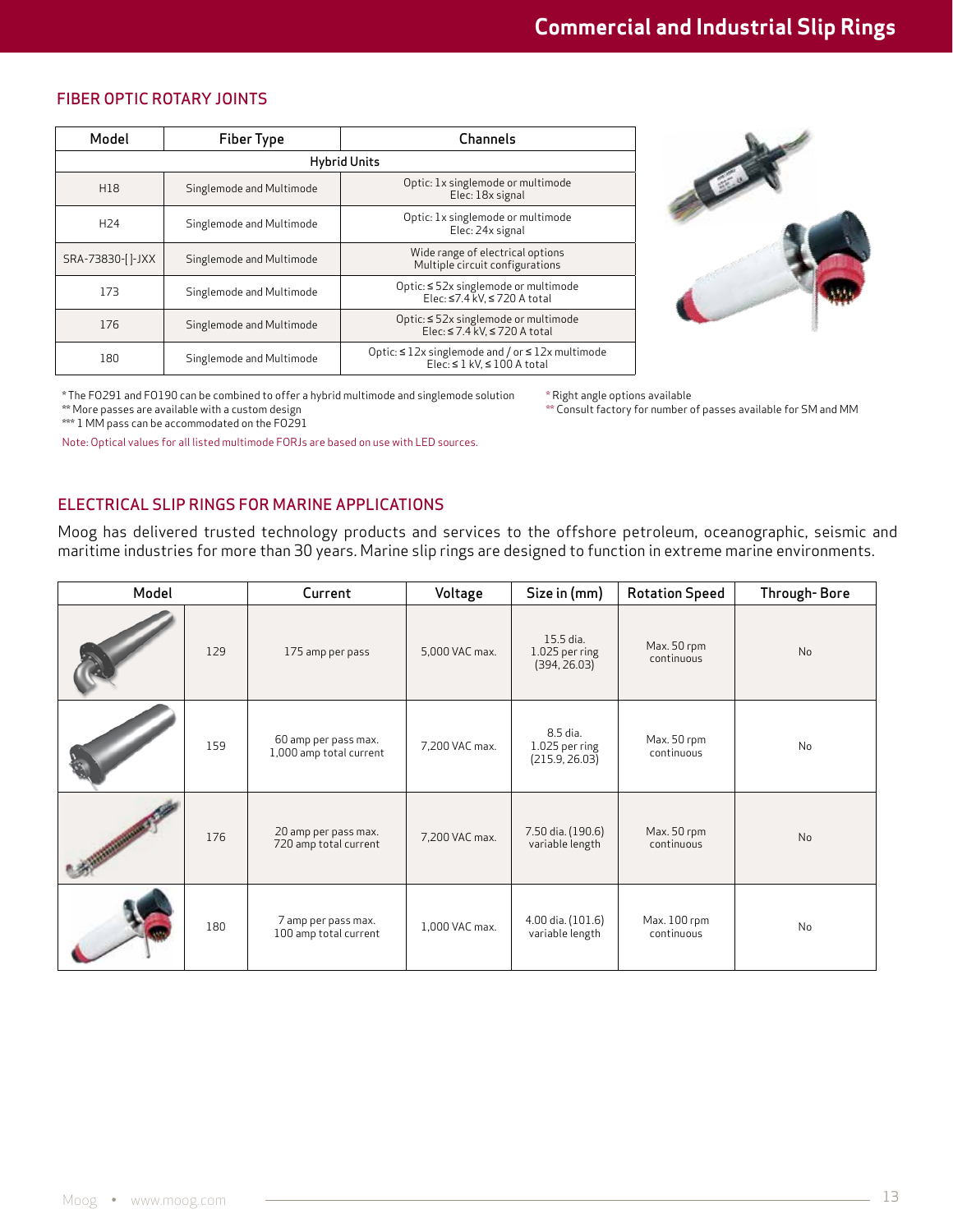## FIBER OPTIC ROTARY JOINTS

| Model | Fiber Type | Channels |
|---|---|---|
| Hybrid Units | | |
| H18 | Singlemode and Multimode | Optic: 1x singlemode or multimode<br>Elec: 18x signal |
| H24 | Singlemode and Multimode | Optic: 1x singlemode or multimode<br>Elec: 24x signal |
| SRA-73830-[ ]-JXX | Singlemode and Multimode | Wide range of electrical options<br>Multiple circuit configurations |
| 173 | Singlemode and Multimode | Optic: ≤ 52x singlemode or multimode<br>Elec: ≤7.4 kV, ≤ 720 A total |
| 176 | Singlemode and Multimode | Optic: ≤ 52x singlemode or multimode<br>Elec: ≤ 7.4 kV, ≤ 720 A total |
| 180 | Singlemode and Multimode | Optic: ≤ 12x singlemode and / or ≤ 12x multimode<br>Elec: ≤ 1 kV, ≤ 100 A total |

\* The FO291 and FO190 can be combined to offer a hybrid multimode and singlemode solution
** More passes are available with a custom design
*** 1 MM pass can be accommodated on the FO291

Note: Optical values for all listed multimode FORJs are based on use with LED sources.

\* Right angle options available
** Consult factory for number of passes available for SM and MM

## ELECTRICAL SLIP RINGS FOR MARINE APPLICATIONS

Moog has delivered trusted technology products and services to the offshore petroleum, oceanographic, seismic and maritime industries for more than 30 years. Marine slip rings are designed to function in extreme marine environments.

| Model | | Current | Voltage | Size in (mm) | Rotation Speed | Through- Bore |
|---|---|---|---|---|---|---|
| | 129 | 175 amp per pass | 5,000 VAC max. | 15.5 dia.<br>1.025 per ring<br>(394, 26.03) | Max. 50 rpm continuous | No |
| | 159 | 60 amp per pass max.<br>1,000 amp total current | 7,200 VAC max. | 8.5 dia.<br>1.025 per ring<br>(215.9, 26.03) | Max. 50 rpm continuous | No |
| | 176 | 20 amp per pass max.<br>720 amp total current | 7,200 VAC max. | 7.50 dia. (190.6)<br>variable length | Max. 50 rpm continuous | No |
| | 180 | 7 amp per pass max.<br>100 amp total current | 1,000 VAC max. | 4.00 dia. (101.6)<br>variable length | Max. 100 rpm continuous | No |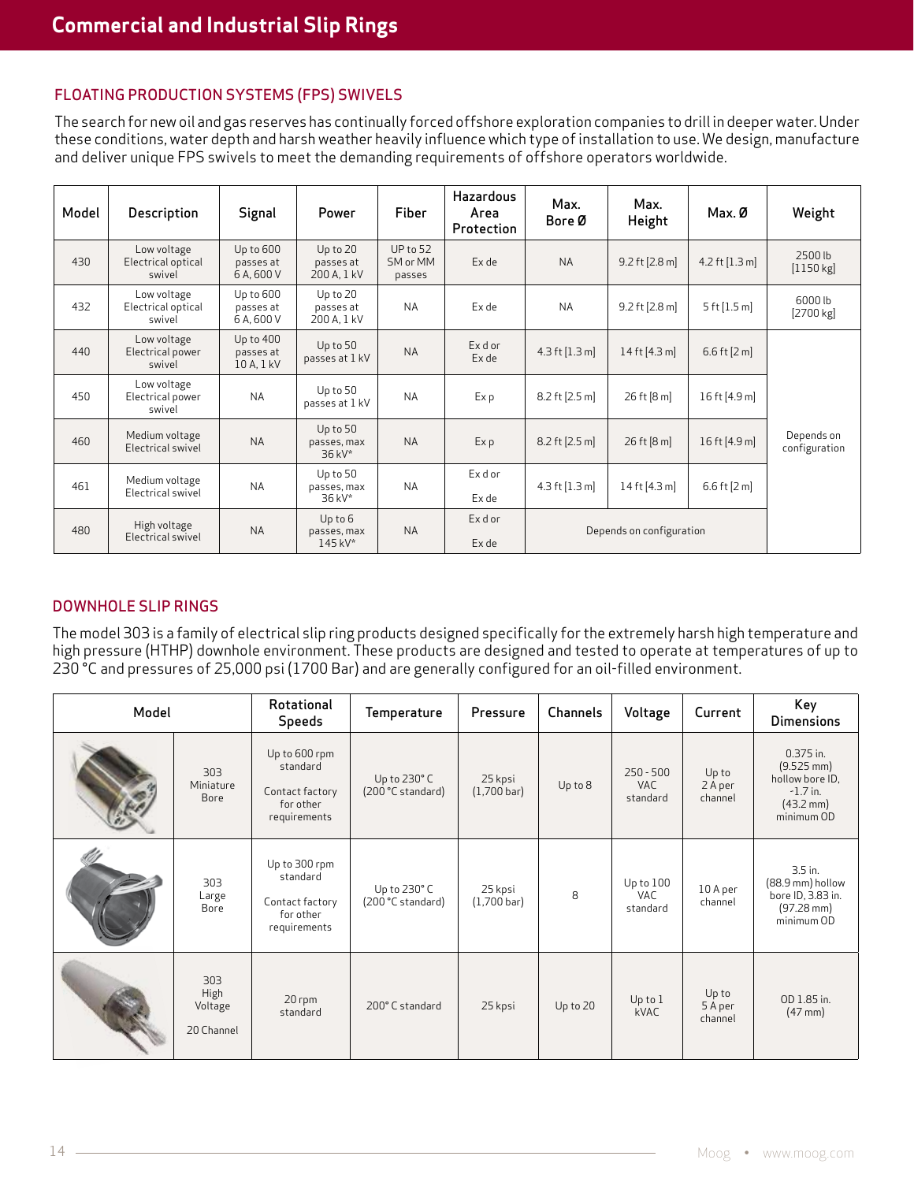# Commercial and Industrial Slip Rings

## FLOATING PRODUCTION SYSTEMS (FPS) SWIVELS

The search for new oil and gas reserves has continually forced offshore exploration companies to drill in deeper water. Under these conditions, water depth and harsh weather heavily influence which type of installation to use. We design, manufacture and deliver unique FPS swivels to meet the demanding requirements of offshore operators worldwide.

| Model | Description | Signal | Power | Fiber | Hazardous Area Protection | Max. Bore Ø | Max. Height | Max. Ø | Weight |
|---|---|---|---|---|---|---|---|---|---|
| 430 | Low voltage Electrical optical swivel | Up to 600 passes at 6 A, 600 V | Up to 20 passes at 200 A, 1 kV | UP to 52 SM or MM passes | Ex de | NA | 9.2 ft [2.8 m] | 4.2 ft [1.3 m] | 2500 lb [1150 kg] |
| 432 | Low voltage Electrical optical swivel | Up to 600 passes at 6 A, 600 V | Up to 20 passes at 200 A, 1 kV | NA | Ex de | NA | 9.2 ft [2.8 m] | 5 ft [1.5 m] | 6000 lb [2700 kg] |
| 440 | Low voltage Electrical power swivel | Up to 400 passes at 10 A, 1 kV | Up to 50 passes at 1 kV | NA | Ex d or Ex de | 4.3 ft [1.3 m] | 14 ft [4.3 m] | 6.6 ft [2 m] | Depends on configuration |
| 450 | Low voltage Electrical power swivel | NA | Up to 50 passes at 1 kV | NA | Ex p | 8.2 ft [2.5 m] | 26 ft [8 m] | 16 ft [4.9 m] | |
| 460 | Medium voltage Electrical swivel | NA | Up to 50 passes, max 36 kV* | NA | Ex p | 8.2 ft [2.5 m] | 26 ft [8 m] | 16 ft [4.9 m] | |
| 461 | Medium voltage Electrical swivel | NA | Up to 50 passes, max 36 kV* | NA | Ex d or Ex de | 4.3 ft [1.3 m] | 14 ft [4.3 m] | 6.6 ft [2 m] | |
| 480 | High voltage Electrical swivel | NA | Up to 6 passes, max 145 kV* | NA | Ex d or Ex de | Depends on configuration | | | |

## DOWNHOLE SLIP RINGS

The model 303 is a family of electrical slip ring products designed specifically for the extremely harsh high temperature and high pressure (HTHP) downhole environment. These products are designed and tested to operate at temperatures of up to 230 °C and pressures of 25,000 psi (1700 Bar) and are generally configured for an oil-filled environment.

| Model | | Rotational Speeds | Temperature | Pressure | Channels | Voltage | Current | Key Dimensions |
|---|---|---|---|---|---|---|---|---|
| | 303 Miniature Bore | Up to 600 rpm standard<br><br>Contact factory for other requirements | Up to 230° C (200 °C standard) | 25 kpsi (1,700 bar) | Up to 8 | 250 - 500 VAC standard | Up to 2 A per channel | 0.375 in. (9.525 mm) hollow bore ID, ~1.7 in. (43.2 mm) minimum OD |
| | 303 Large Bore | Up to 300 rpm standard<br><br>Contact factory for other requirements | Up to 230° C (200 °C standard) | 25 kpsi (1,700 bar) | 8 | Up to 100 VAC standard | 10 A per channel | 3.5 in. (88.9 mm) hollow bore ID, 3.83 in. (97.28 mm) minimum OD |
| | 303 High Voltage<br><br>20 Channel | 20 rpm standard | 200° C standard | 25 kpsi | Up to 20 | Up to 1 kVAC | Up to 5 A per channel | OD 1.85 in. (47 mm) |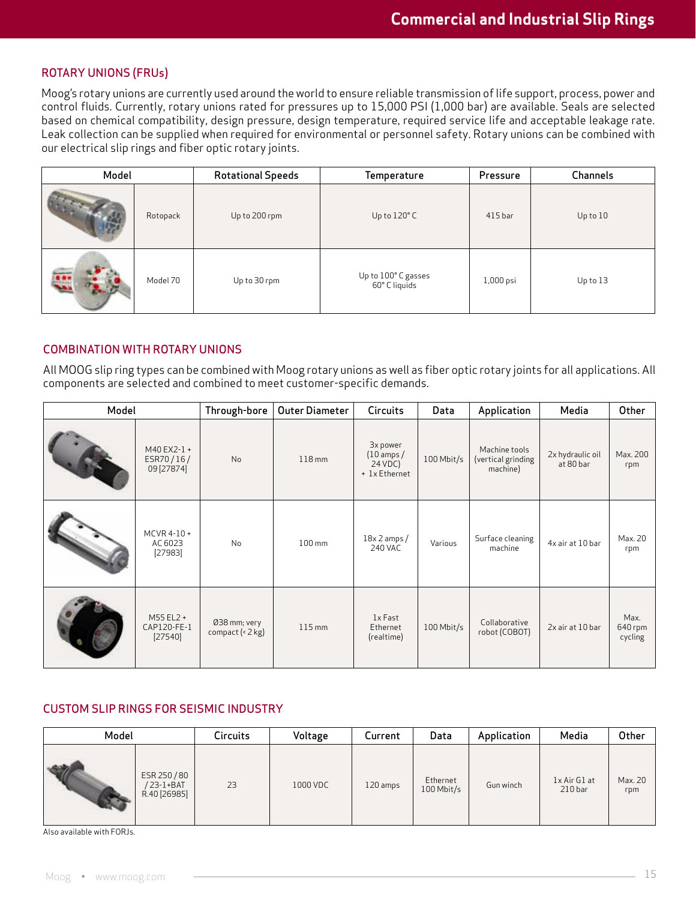## ROTARY UNIONS (FRUs)

Moog's rotary unions are currently used around the world to ensure reliable transmission of life support, process, power and control fluids. Currently, rotary unions rated for pressures up to 15,000 PSI (1,000 bar) are available. Seals are selected based on chemical compatibility, design pressure, design temperature, required service life and acceptable leakage rate. Leak collection can be supplied when required for environmental or personnel safety. Rotary unions can be combined with our electrical slip rings and fiber optic rotary joints.

| Model | | Rotational Speeds | Temperature | Pressure | Channels |
|---|---|---|---|---|---|
| | Rotopack | Up to 200 rpm | Up to 120° C | 415 bar | Up to 10 |
| | Model 70 | Up to 30 rpm | Up to 100° C gasses<br>60° C liquids | 1,000 psi | Up to 13 |

## COMBINATION WITH ROTARY UNIONS

All MOOG slip ring types can be combined with Moog rotary unions as well as fiber optic rotary joints for all applications. All components are selected and combined to meet customer-specific demands.

| Model | | Through-bore | Outer Diameter | Circuits | Data | Application | Media | Other |
|---|---|---|---|---|---|---|---|---|
| | M40 EX2-1 + ESR70 / 16 / 09 [27874] | No | 118 mm | 3x power (10 amps / 24 VDC) + 1x Ethernet | 100 Mbit/s | Machine tools (vertical grinding machine) | 2x hydraulic oil at 80 bar | Max. 200 rpm |
| | MCVR 4-10 + AC 6023 [27983] | No | 100 mm | 18x 2 amps / 240 VAC | Various | Surface cleaning machine | 4x air at 10 bar | Max. 20 rpm |
| | M55 EL2 + CAP120-FE-1 [27540] | Ø38 mm; very compact (< 2 kg) | 115 mm | 1x Fast Ethernet (realtime) | 100 Mbit/s | Collaborative robot (COBOT) | 2x air at 10 bar | Max. 640 rpm cycling |

## CUSTOM SLIP RINGS FOR SEISMIC INDUSTRY

| Model | | Circuits | Voltage | Current | Data | Application | Media | Other |
|---|---|---|---|---|---|---|---|---|
| | ESR 250 / 80 / 23-1+BAT R.40 [26985] | 23 | 1000 VDC | 120 amps | Ethernet 100 Mbit/s | Gun winch | 1x Air G1 at 210 bar | Max. 20 rpm |

Also available with FORJs.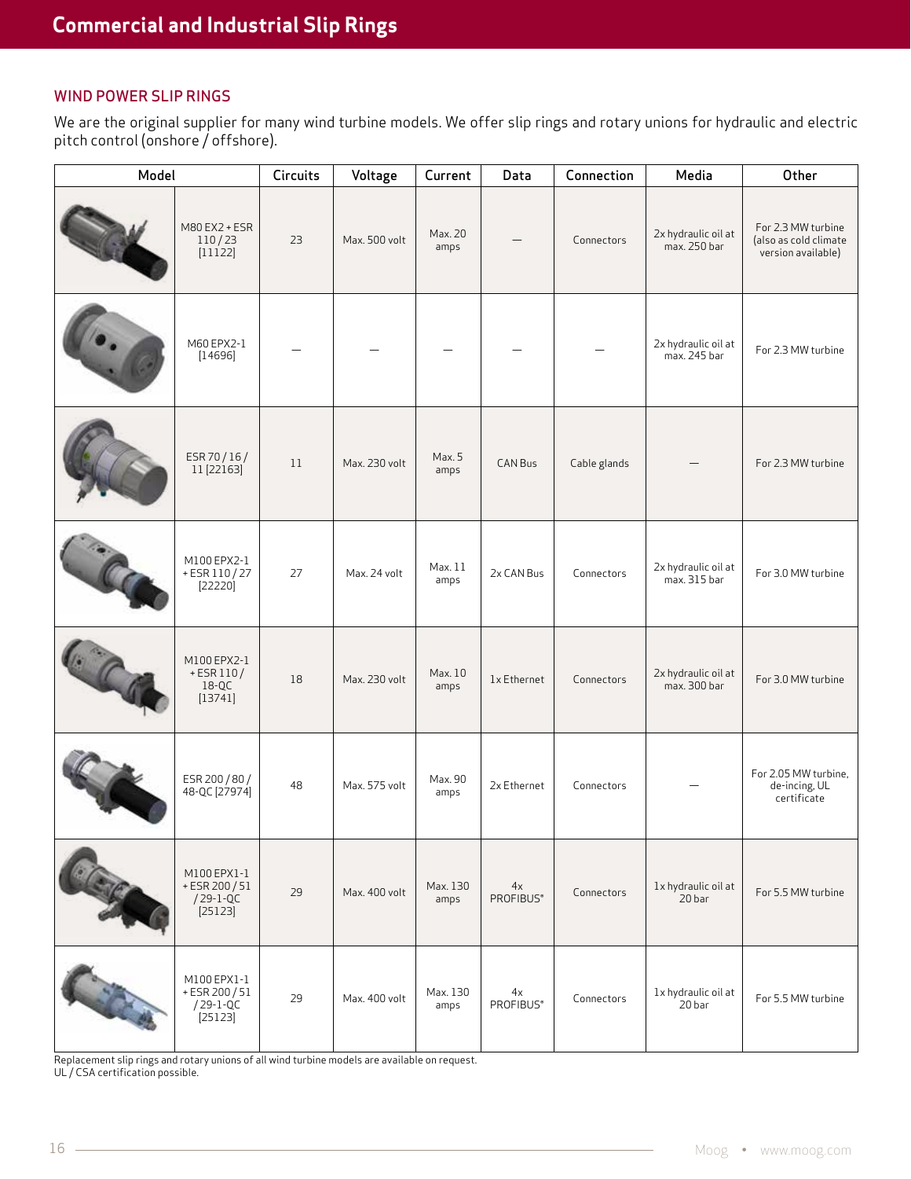# Commercial and Industrial Slip Rings

## WIND POWER SLIP RINGS

We are the original supplier for many wind turbine models. We offer slip rings and rotary unions for hydraulic and electric pitch control (onshore / offshore).

| Model | | Circuits | Voltage | Current | Data | Connection | Media | Other |
|---|---|---|---|---|---|---|---|---|
| | M80 EX2 + ESR 110 / 23 [11122] | 23 | Max. 500 volt | Max. 20 amps | — | Connectors | 2x hydraulic oil at max. 250 bar | For 2.3 MW turbine (also as cold climate version available) |
| | M60 EPX2-1 [14696] | — | — | — | — | — | 2x hydraulic oil at max. 245 bar | For 2.3 MW turbine |
| | ESR 70 / 16 / 11 [22163] | 11 | Max. 230 volt | Max. 5 amps | CAN Bus | Cable glands | — | For 2.3 MW turbine |
| | M100 EPX2-1 + ESR 110 / 27 [22220] | 27 | Max. 24 volt | Max. 11 amps | 2x CAN Bus | Connectors | 2x hydraulic oil at max. 315 bar | For 3.0 MW turbine |
| | M100 EPX2-1 + ESR 110 / 18-QC [13741] | 18 | Max. 230 volt | Max. 10 amps | 1x Ethernet | Connectors | 2x hydraulic oil at max. 300 bar | For 3.0 MW turbine |
| | ESR 200 / 80 / 48-QC [27974] | 48 | Max. 575 volt | Max. 90 amps | 2x Ethernet | Connectors | — | For 2.05 MW turbine, de-incing, UL certificate |
| | M100 EPX1-1 + ESR 200 / 51 / 29-1-QC [25123] | 29 | Max. 400 volt | Max. 130 amps | 4x PROFIBUS® | Connectors | 1x hydraulic oil at 20 bar | For 5.5 MW turbine |
| | M100 EPX1-1 + ESR 200 / 51 / 29-1-QC [25123] | 29 | Max. 400 volt | Max. 130 amps | 4x PROFIBUS® | Connectors | 1x hydraulic oil at 20 bar | For 5.5 MW turbine |

Replacement slip rings and rotary unions of all wind turbine models are available on request.
UL / CSA certification possible.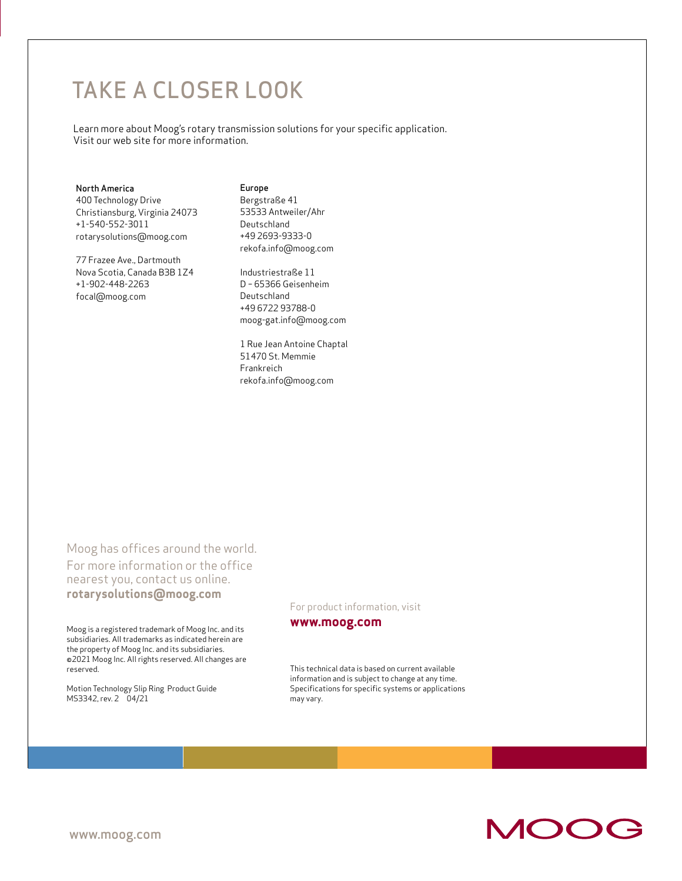# TAKE A CLOSER LOOK

Learn more about Moog's rotary transmission solutions for your specific application.
Visit our web site for more information.

**North America**
400 Technology Drive
Christiansburg, Virginia 24073
+1-540-552-3011
rotarysolutions@moog.com

77 Frazee Ave., Dartmouth
Nova Scotia, Canada B3B 1Z4
+1-902-448-2263
focal@moog.com

**Europe**
Bergstraße 41
53533 Antweiler/Ahr
Deutschland
+49 2693-9333-0
rekofa.info@moog.com

Industriestraße 11
D – 65366 Geisenheim
Deutschland
+49 6722 93788-0
moog-gat.info@moog.com

1 Rue Jean Antoine Chaptal
51470 St. Memmie
Frankreich
rekofa.info@moog.com

Moog has offices around the world.
For more information or the office nearest you, contact us online.
**rotarysolutions@moog.com**

Moog is a registered trademark of Moog Inc. and its subsidiaries. All trademarks as indicated herein are the property of Moog Inc. and its subsidiaries. ©2021 Moog Inc. All rights reserved. All changes are reserved.

Motion Technology Slip Ring Product Guide
MS3342, rev. 2 04/21

For product information, visit
**www.moog.com**

This technical data is based on current available information and is subject to change at any time. Specifications for specific systems or applications may vary.

www.moog.com

MOOG